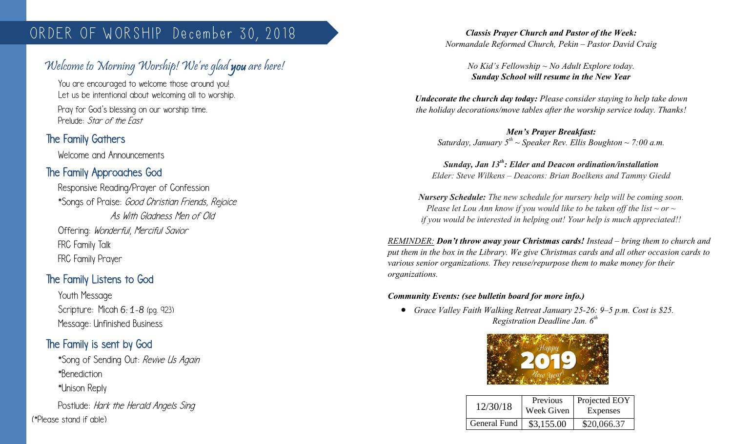# ORDER OF WORSHIP December 30, 2018

## *Welcome to Morning Worship! We're glad **you** are here!*

You are encouraged to welcome those around you!
Let us be intentional about welcoming all to worship.

Pray for God's blessing on our worship time.
Prelude: *Star of the East*

### The Family Gathers

Welcome and Announcements

### The Family Approaches God

Responsive Reading/Prayer of Confession
*Songs of Praise: *Good Christian Friends, Rejoice*
*As With Gladness Men of Old*
Offering: *Wonderful, Merciful Savior*
FRC Family Talk
FRC Family Prayer

### The Family Listens to God

Youth Message
Scripture: Micah 6:1-8 (pg. 923)
Message: Unfinished Business

### The Family is sent by God

*Song of Sending Out: *Revive Us Again*
*Benediction
*Unison Reply

Postlude: *Hark the Herald Angels Sing*

(*Please stand if able)

***Classis Prayer Church and Pastor of the Week:***
*Normandale Reformed Church, Pekin – Pastor David Craig*

*No Kid's Fellowship ~ No Adult Explore today.*
***Sunday School will resume in the New Year***

***Undecorate the church day today:*** *Please consider staying to help take down the holiday decorations/move tables after the worship service today. Thanks!*

***Men's Prayer Breakfast:***
*Saturday, January 5th ~ Speaker Rev. Ellis Boughton ~ 7:00 a.m.*

***Sunday, Jan 13th: Elder and Deacon ordination/installation***
*Elder: Steve Wilkens – Deacons: Brian Boelkens and Tammy Giedd*

***Nursery Schedule:*** *The new schedule for nursery help will be coming soon. Please let Lou Ann know if you would like to be taken off the list ~ or ~ if you would be interested in helping out! Your help is much appreciated!!*

*REMINDER:* ***Don't throw away your Christmas cards!*** *Instead – bring them to church and put them in the box in the Library. We give Christmas cards and all other occasion cards to various senior organizations. They reuse/repurpose them to make money for their organizations.*

***Community Events: (see bulletin board for more info.)***

- *Grace Valley Faith Walking Retreat January 25-26: 9–5 p.m. Cost is $25. Registration Deadline Jan. 6th*

| 12/30/18 | Previous Week Given | Projected EOY Expenses |
|---|---|---|
| General Fund | $3,155.00 | $20,066.37 |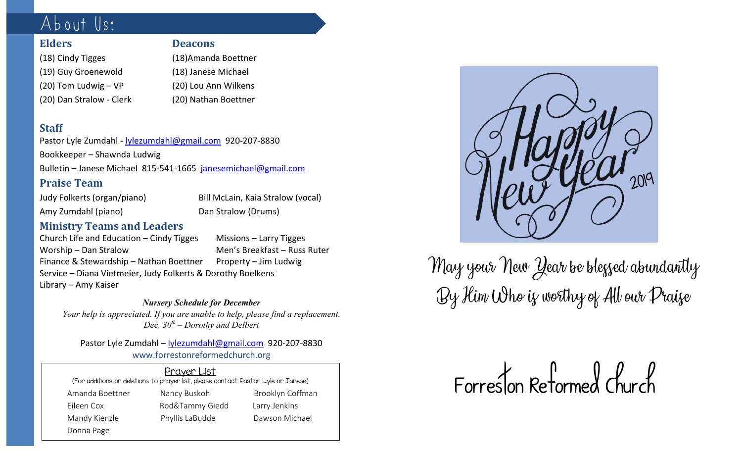# About Us:

## Elders

(18) Cindy Tigges
(19) Guy Groenewold
(20) Tom Ludwig – VP
(20) Dan Stralow - Clerk

## Deacons

(18)Amanda Boettner
(18) Janese Michael
(20) Lou Ann Wilkens
(20) Nathan Boettner

## Staff

Pastor Lyle Zumdahl - lylezumdahl@gmail.com 920-207-8830

Bookkeeper – Shawnda Ludwig

Bulletin – Janese Michael 815-541-1665 janesemichael@gmail.com

## Praise Team

Judy Folkerts (organ/piano)
Amy Zumdahl (piano)
Bill McLain, Kaia Stralow (vocal)
Dan Stralow (Drums)

## Ministry Teams and Leaders

Church Life and Education – Cindy Tigges
Worship – Dan Stralow
Finance & Stewardship – Nathan Boettner
Service – Diana Vietmeier, Judy Folkerts & Dorothy Boelkens
Library – Amy Kaiser
Missions – Larry Tigges
Men's Breakfast – Russ Ruter
Property – Jim Ludwig

***Nursery Schedule for December***

*Your help is appreciated. If you are unable to help, please find a replacement.*

*Dec. 30th – Dorothy and Delbert*

Pastor Lyle Zumdahl – lylezumdahl@gmail.com 920-207-8830
www.forrestonreformedchurch.org

### Prayer List

(For additions or deletions to prayer list, please contact Pastor Lyle or Janese)

| | | |
|---|---|---|
| Amanda Boettner | Nancy Buskohl | Brooklyn Coffman |
| Eileen Cox | Rod&Tammy Giedd | Larry Jenkins |
| Mandy Kienzle | Phyllis LaBudde | Dawson Michael |
| Donna Page | | |

Happy New Year 2019

May your New Year be blessed abundantly
By Him Who is worthy of All our Praise

# Forreston Reformed Church